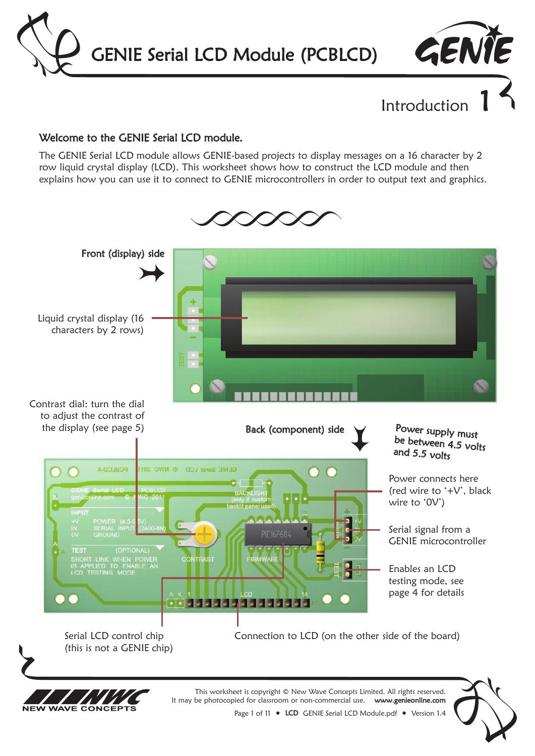# GENIE Serial LCD Module (PCBLCD)

## Introduction 1

### Welcome to the GENIE Serial LCD module.

The GENIE Serial LCD module allows GENIE-based projects to display messages on a 16 character by 2 row liquid crystal display (LCD). This worksheet shows how to construct the LCD module and then explains how you can use it to connect to GENIE microcontrollers in order to output text and graphics.

Front (display) side

Liquid crystal display (16 characters by 2 rows)

Contrast dial: turn the dial to adjust the contrast of the display (see page 5)

Back (component) side

Power supply must be between 4.5 volts and 5.5 volts

Power connects here (red wire to '+V', black wire to '0V')

Serial signal from a GENIE microcontroller

Enables an LCD testing mode, see page 4 for details

Serial LCD control chip (this is not a GENIE chip)

Connection to LCD (on the other side of the board)

This worksheet is copyright © New Wave Concepts Limited. All rights reserved.
It may be photocopied for classroom or non-commercial use. www.genieonline.com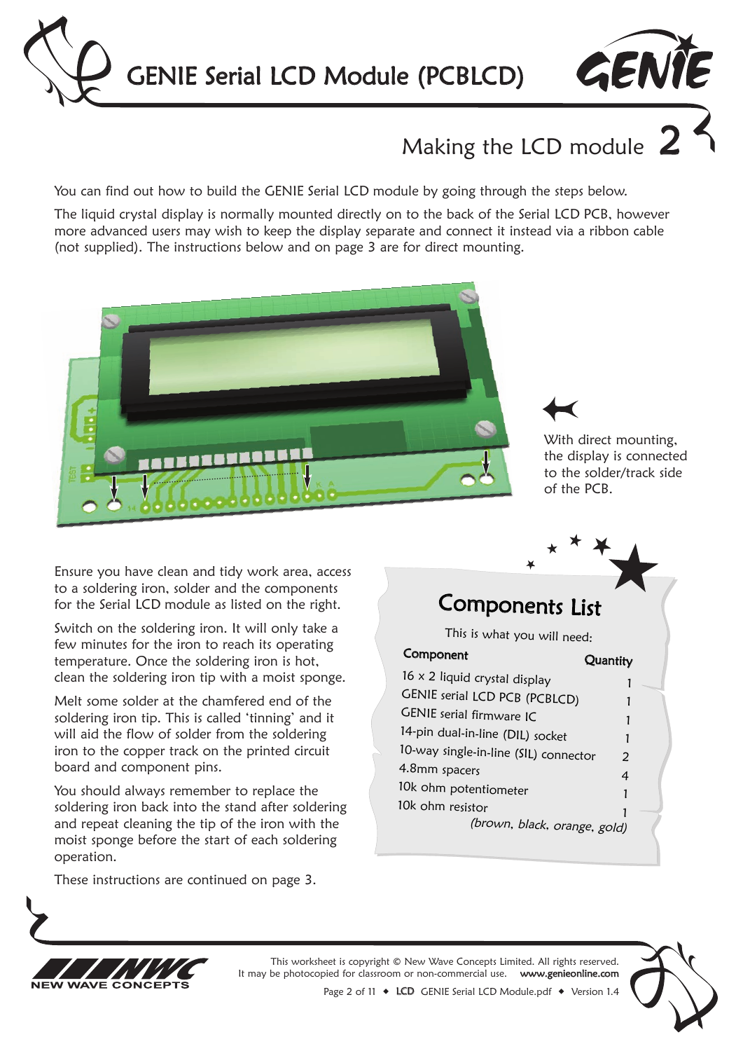# GENIE Serial LCD Module (PCBLCD)

## Making the LCD module 2

You can find out how to build the GENIE Serial LCD module by going through the steps below.

The liquid crystal display is normally mounted directly on to the back of the Serial LCD PCB, however more advanced users may wish to keep the display separate and connect it instead via a ribbon cable (not supplied). The instructions below and on page 3 are for direct mounting.

With direct mounting, the display is connected to the solder/track side of the PCB.

Ensure you have clean and tidy work area, access to a soldering iron, solder and the components for the Serial LCD module as listed on the right.

Switch on the soldering iron. It will only take a few minutes for the iron to reach its operating temperature. Once the soldering iron is hot, clean the soldering iron tip with a moist sponge.

Melt some solder at the chamfered end of the soldering iron tip. This is called 'tinning' and it will aid the flow of solder from the soldering iron to the copper track on the printed circuit board and component pins.

You should always remember to replace the soldering iron back into the stand after soldering and repeat cleaning the tip of the iron with the moist sponge before the start of each soldering operation.

These instructions are continued on page 3.

### Components List

This is what you will need:

| Component | Quantity |
|---|---|
| 16 x 2 liquid crystal display | 1 |
| GENIE serial LCD PCB (PCBLCD) | 1 |
| GENIE serial firmware IC | 1 |
| 14-pin dual-in-line (DIL) socket | 1 |
| 10-way single-in-line (SIL) connector | 2 |
| 4.8mm spacers | 4 |
| 10k ohm potentiometer | 1 |
| 10k ohm resistor *(brown, black, orange, gold)* | 1 |

This worksheet is copyright © New Wave Concepts Limited. All rights reserved. It may be photocopied for classroom or non-commercial use. www.genieonline.com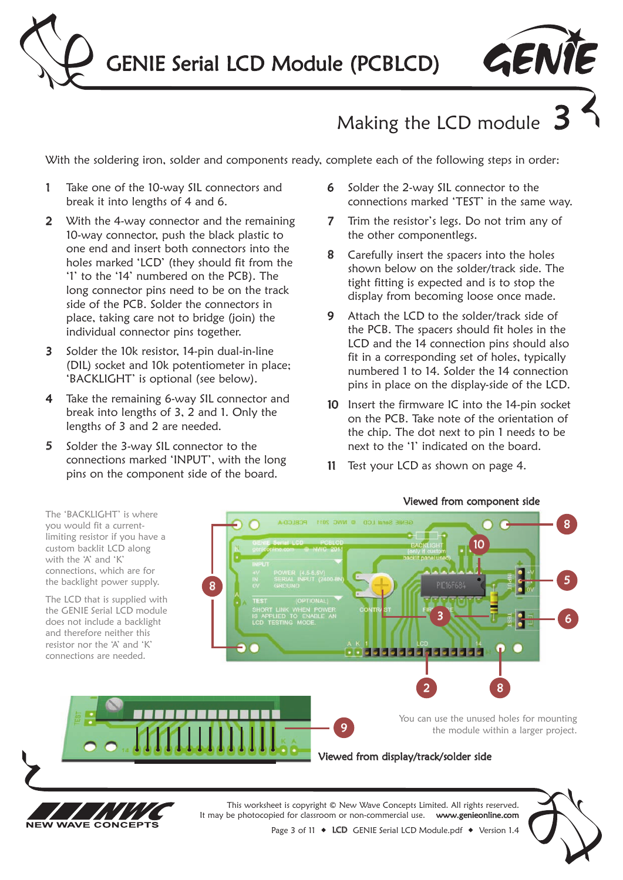# GENIE Serial LCD Module (PCBLCD)

## Making the LCD module 3

With the soldering iron, solder and components ready, complete each of the following steps in order:

1. Take one of the 10-way SIL connectors and break it into lengths of 4 and 6.
2. With the 4-way connector and the remaining 10-way connector, push the black plastic to one end and insert both connectors into the holes marked 'LCD' (they should fit from the '1' to the '14' numbered on the PCB). The long connector pins need to be on the track side of the PCB. Solder the connectors in place, taking care not to bridge (join) the individual connector pins together.
3. Solder the 10k resistor, 14-pin dual-in-line (DIL) socket and 10k potentiometer in place; 'BACKLIGHT' is optional (see below).
4. Take the remaining 6-way SIL connector and break into lengths of 3, 2 and 1. Only the lengths of 3 and 2 are needed.
5. Solder the 3-way SIL connector to the connections marked 'INPUT', with the long pins on the component side of the board.
6. Solder the 2-way SIL connector to the connections marked 'TEST' in the same way.
7. Trim the resistor's legs. Do not trim any of the other componentlegs.
8. Carefully insert the spacers into the holes shown below on the solder/track side. The tight fitting is expected and is to stop the display from becoming loose once made.
9. Attach the LCD to the solder/track side of the PCB. The spacers should fit holes in the LCD and the 14 connection pins should also fit in a corresponding set of holes, typically numbered 1 to 14. Solder the 14 connection pins in place on the display-side of the LCD.
10. Insert the firmware IC into the 14-pin socket on the PCB. Take note of the orientation of the chip. The dot next to pin 1 needs to be next to the '1' indicated on the board.
11. Test your LCD as shown on page 4.

The 'BACKLIGHT' is where you would fit a current-limiting resistor if you have a custom backlit LCD along with the 'A' and 'K' connections, which are for the backlight power supply.

The LCD that is supplied with the GENIE Serial LCD module does not include a backlight and therefore neither this resistor nor the 'A' and 'K' connections are needed.

Viewed from component side

You can use the unused holes for mounting the module within a larger project.

Viewed from display/track/solder side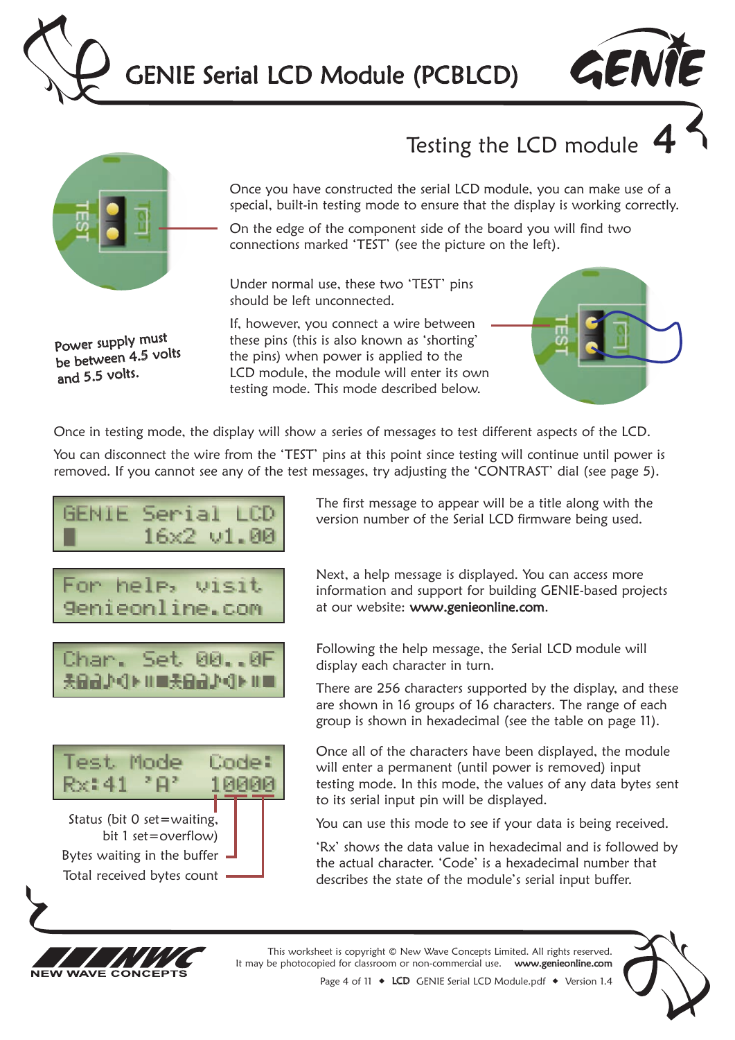## Testing the LCD module 4

Once you have constructed the serial LCD module, you can make use of a special, built-in testing mode to ensure that the display is working correctly.

On the edge of the component side of the board you will find two connections marked 'TEST' (see the picture on the left).

Under normal use, these two 'TEST' pins should be left unconnected.

If, however, you connect a wire between these pins (this is also known as 'shorting' the pins) when power is applied to the LCD module, the module will enter its own testing mode. This mode described below.

Power supply must be between 4.5 volts and 5.5 volts.

Once in testing mode, the display will show a series of messages to test different aspects of the LCD.

You can disconnect the wire from the 'TEST' pins at this point since testing will continue until power is removed. If you cannot see any of the test messages, try adjusting the 'CONTRAST' dial (see page 5).

```
GENIE Serial LCD
█      16x2 v1.00
```

The first message to appear will be a title along with the version number of the Serial LCD firmware being used.

```
For help, visit
genieonline.com
```

Next, a help message is displayed. You can access more information and support for building GENIE-based projects at our website: **www.genieonline.com**.

```
Char. Set 00..0F
```

Following the help message, the Serial LCD module will display each character in turn.

There are 256 characters supported by the display, and these are shown in 16 groups of 16 characters. The range of each group is shown in hexadecimal (see the table on page 11).

```
Test Mode  Code:
Rx:41 'A'  10000
```

- Status (bit 0 set=waiting, bit 1 set=overflow)
- Bytes waiting in the buffer
- Total received bytes count

Once all of the characters have been displayed, the module will enter a permanent (until power is removed) input testing mode. In this mode, the values of any data bytes sent to its serial input pin will be displayed.

You can use this mode to see if your data is being received.

'Rx' shows the data value in hexadecimal and is followed by the actual character. 'Code' is a hexadecimal number that describes the state of the module's serial input buffer.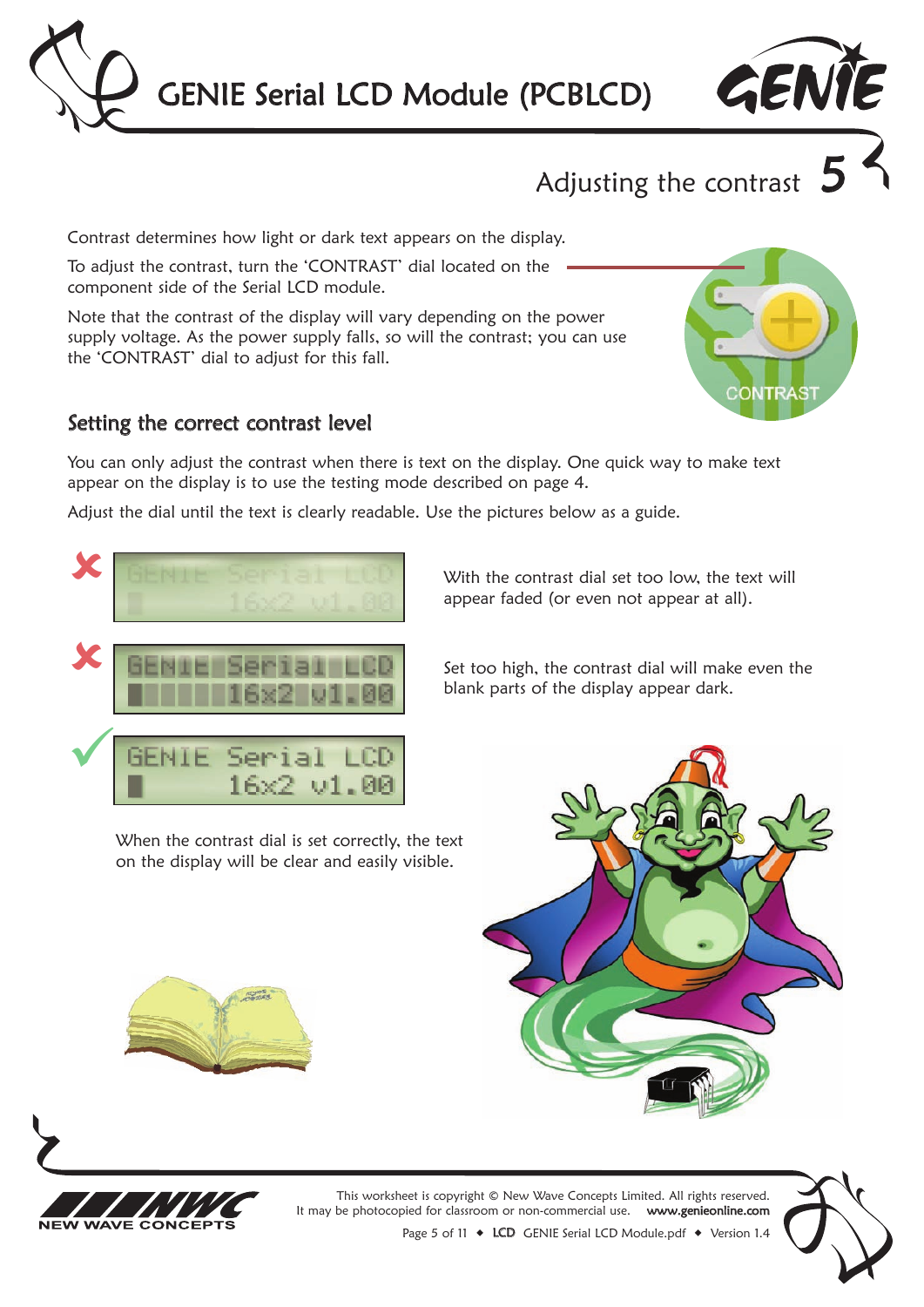# GENIE Serial LCD Module (PCBLCD)

## Adjusting the contrast

Contrast determines how light or dark text appears on the display.

To adjust the contrast, turn the 'CONTRAST' dial located on the component side of the Serial LCD module.

Note that the contrast of the display will vary depending on the power supply voltage. As the power supply falls, so will the contrast; you can use the 'CONTRAST' dial to adjust for this fall.

CONTRAST

### Setting the correct contrast level

You can only adjust the contrast when there is text on the display. One quick way to make text appear on the display is to use the testing mode described on page 4.

Adjust the dial until the text is clearly readable. Use the pictures below as a guide.

GENIE Serial LCD
16x2 v1.00

With the contrast dial set too low, the text will appear faded (or even not appear at all).

GENIE Serial LCD
16x2 v1.00

Set too high, the contrast dial will make even the blank parts of the display appear dark.

GENIE Serial LCD
16x2 v1.00

When the contrast dial is set correctly, the text on the display will be clear and easily visible.

This worksheet is copyright © New Wave Concepts Limited. All rights reserved.
It may be photocopied for classroom or non-commercial use. www.genieonline.com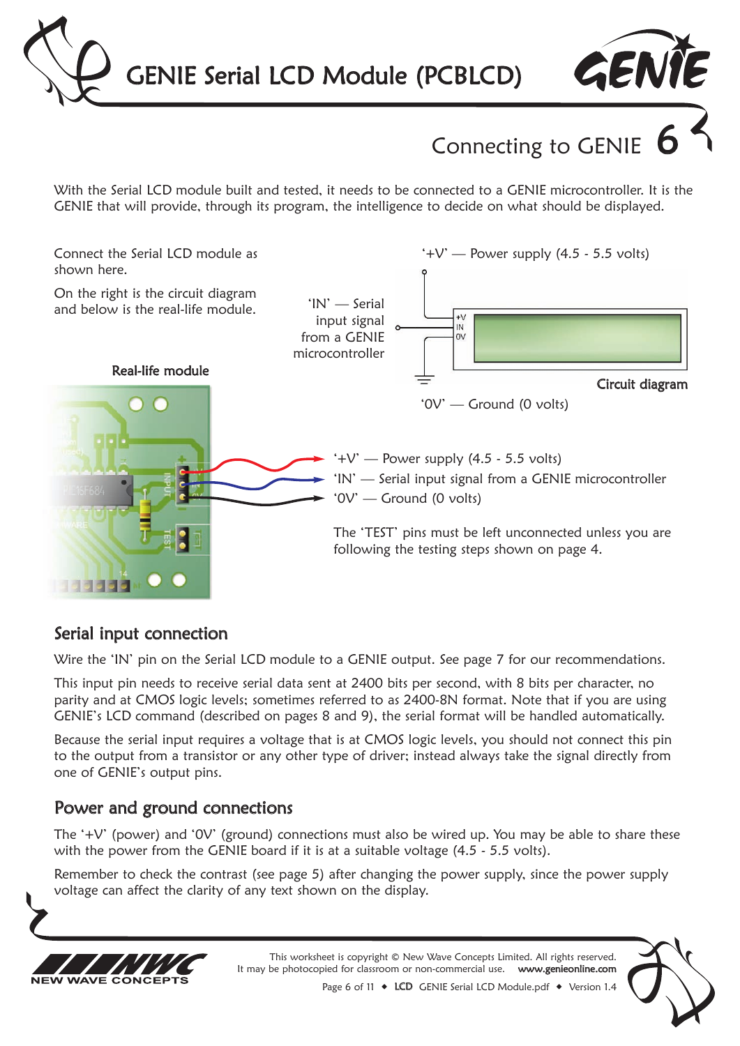# GENIE Serial LCD Module (PCBLCD)

## Connecting to GENIE 6

With the Serial LCD module built and tested, it needs to be connected to a GENIE microcontroller. It is the GENIE that will provide, through its program, the intelligence to decide on what should be displayed.

Connect the Serial LCD module as shown here.

On the right is the circuit diagram and below is the real-life module.

'+V' — Power supply (4.5 - 5.5 volts)

'IN' — Serial input signal from a GENIE microcontroller

'0V' — Ground (0 volts)

Circuit diagram

Real-life module

'+V' — Power supply (4.5 - 5.5 volts)
'IN' — Serial input signal from a GENIE microcontroller
'0V' — Ground (0 volts)

The 'TEST' pins must be left unconnected unless you are following the testing steps shown on page 4.

### Serial input connection

Wire the 'IN' pin on the Serial LCD module to a GENIE output. See page 7 for our recommendations.

This input pin needs to receive serial data sent at 2400 bits per second, with 8 bits per character, no parity and at CMOS logic levels; sometimes referred to as 2400-8N format. Note that if you are using GENIE's LCD command (described on pages 8 and 9), the serial format will be handled automatically.

Because the serial input requires a voltage that is at CMOS logic levels, you should not connect this pin to the output from a transistor or any other type of driver; instead always take the signal directly from one of GENIE's output pins.

### Power and ground connections

The '+V' (power) and '0V' (ground) connections must also be wired up. You may be able to share these with the power from the GENIE board if it is at a suitable voltage (4.5 - 5.5 volts).

Remember to check the contrast (see page 5) after changing the power supply, since the power supply voltage can affect the clarity of any text shown on the display.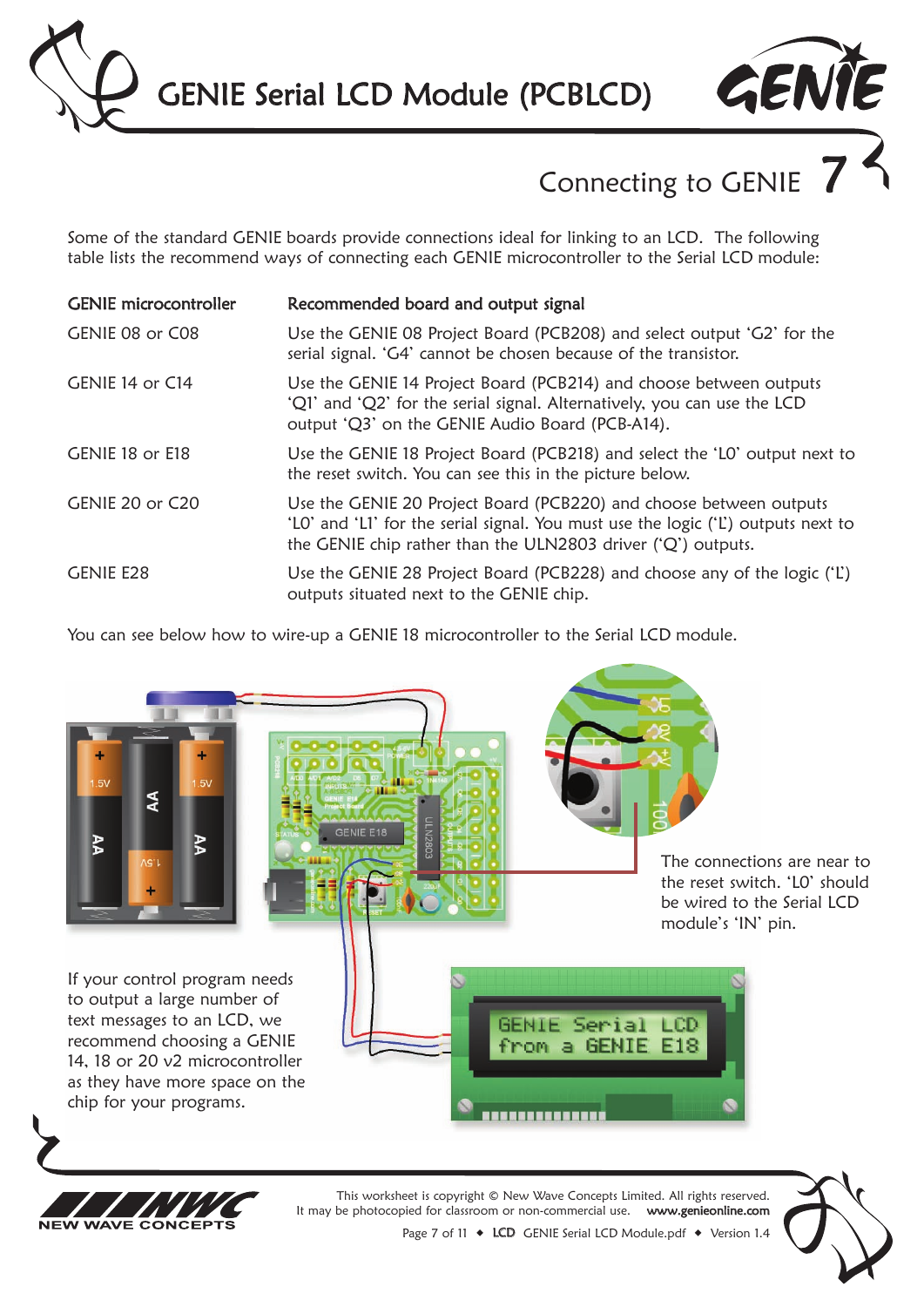# Connecting to GENIE

Some of the standard GENIE boards provide connections ideal for linking to an LCD. The following table lists the recommend ways of connecting each GENIE microcontroller to the Serial LCD module:

| GENIE microcontroller | Recommended board and output signal |
|---|---|
| GENIE 08 or C08 | Use the GENIE 08 Project Board (PCB208) and select output 'G2' for the serial signal. 'G4' cannot be chosen because of the transistor. |
| GENIE 14 or C14 | Use the GENIE 14 Project Board (PCB214) and choose between outputs 'Q1' and 'Q2' for the serial signal. Alternatively, you can use the LCD output 'Q3' on the GENIE Audio Board (PCB-A14). |
| GENIE 18 or E18 | Use the GENIE 18 Project Board (PCB218) and select the 'L0' output next to the reset switch. You can see this in the picture below. |
| GENIE 20 or C20 | Use the GENIE 20 Project Board (PCB220) and choose between outputs 'L0' and 'L1' for the serial signal. You must use the logic ('L') outputs next to the GENIE chip rather than the ULN2803 driver ('Q') outputs. |
| GENIE E28 | Use the GENIE 28 Project Board (PCB228) and choose any of the logic ('L') outputs situated next to the GENIE chip. |

You can see below how to wire-up a GENIE 18 microcontroller to the Serial LCD module.

The connections are near to the reset switch. 'L0' should be wired to the Serial LCD module's 'IN' pin.

If your control program needs to output a large number of text messages to an LCD, we recommend choosing a GENIE 14, 18 or 20 v2 microcontroller as they have more space on the chip for your programs.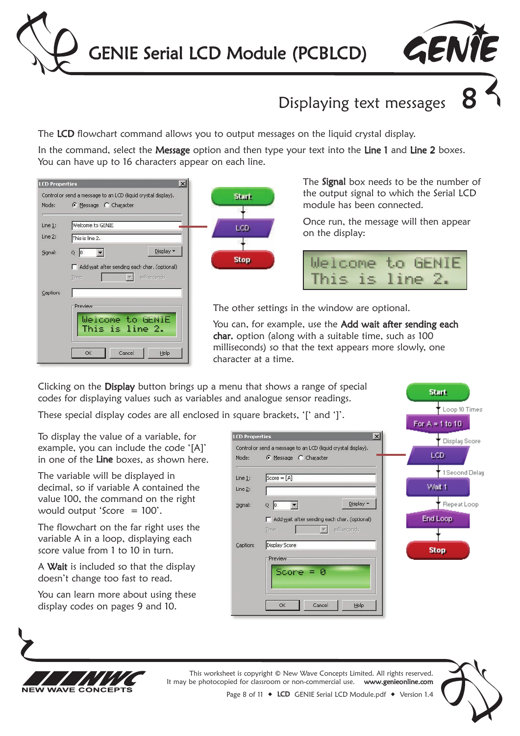# GENIE Serial LCD Module (PCBLCD)

## Displaying text messages 8

The **LCD** flowchart command allows you to output messages on the liquid crystal display.

In the command, select the **Message** option and then type your text into the **Line 1** and **Line 2** boxes. You can have up to 16 characters appear on each line.

The **Signal** box needs to be the number of the output signal to which the Serial LCD module has been connected.

Once run, the message will then appear on the display:

```
Welcome to GENIE
This is line 2.
```

The other settings in the window are optional.

You can, for example, use the **Add wait after sending each char.** option (along with a suitable time, such as 100 milliseconds) so that the text appears more slowly, one character at a time.

Clicking on the **Display** button brings up a menu that shows a range of special codes for displaying values such as variables and analogue sensor readings.

These special display codes are all enclosed in square brackets, '[' and ']'.

To display the value of a variable, for example, you can include the code '[A]' in one of the **Line** boxes, as shown here.

The variable will be displayed in decimal, so if variable A contained the value 100, the command on the right would output 'Score = 100'.

The flowchart on the far right uses the variable A in a loop, displaying each score value from 1 to 10 in turn.

A **Wait** is included so that the display doesn't change too fast to read.

You can learn more about using these display codes on pages 9 and 10.

This worksheet is copyright © New Wave Concepts Limited. All rights reserved.
It may be photocopied for classroom or non-commercial use. www.genieonline.com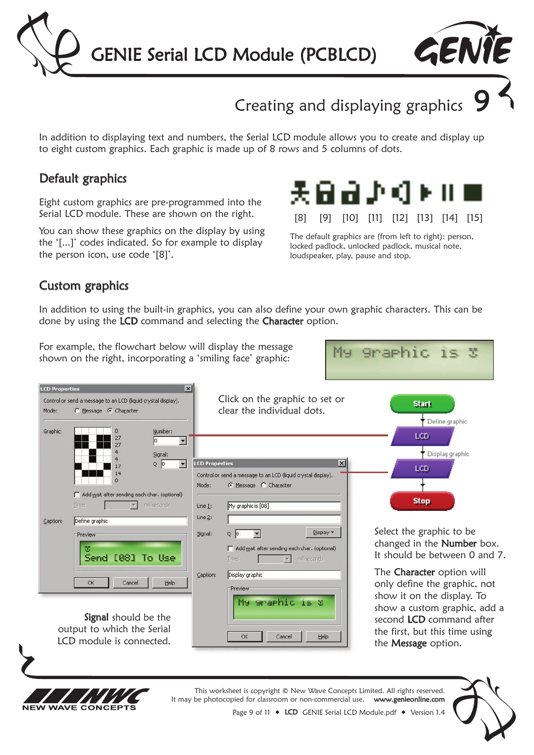## Creating and displaying graphics

In addition to displaying text and numbers, the Serial LCD module allows you to create and display up to eight custom graphics. Each graphic is made up of 8 rows and 5 columns of dots.

### Default graphics

Eight custom graphics are pre-programmed into the Serial LCD module. These are shown on the right.

You can show these graphics on the display by using the '[...]' codes indicated. So for example to display the person icon, use code '[8]'.

[8] [9] [10] [11] [12] [13] [14] [15]

The default graphics are (from left to right): person, locked padlock, unlocked padlock, musical note, loudspeaker, play, pause and stop.

### Custom graphics

In addition to using the built-in graphics, you can also define your own graphic characters. This can be done by using the **LCD** command and selecting the **Character** option.

For example, the flowchart below will display the message shown on the right, incorporating a 'smiling face' graphic:

Click on the graphic to set or clear the individual dots.

Select the graphic to be changed in the **Number** box. It should be between 0 and 7.

The **Character** option will only define the graphic, not show it on the display. To show a custom graphic, add a second **LCD** command after the first, but this time using the **Message** option.

**Signal** should be the output to which the Serial LCD module is connected.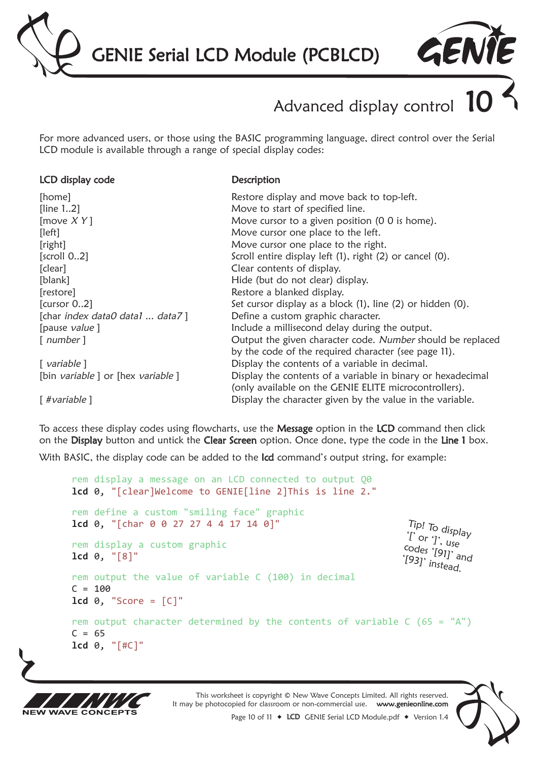# GENIE Serial LCD Module (PCBLCD)

## Advanced display control 10

For more advanced users, or those using the BASIC programming language, direct control over the Serial LCD module is available through a range of special display codes:

| LCD display code | Description |
|---|---|
| [home] | Restore display and move back to top-left. |
| [line 1..2] | Move to start of specified line. |
| [move *X Y* ] | Move cursor to a given position (0 0 is home). |
| [left] | Move cursor one place to the left. |
| [right] | Move cursor one place to the right. |
| [scroll 0..2] | Scroll entire display left (1), right (2) or cancel (0). |
| [clear] | Clear contents of display. |
| [blank] | Hide (but do not clear) display. |
| [restore] | Restore a blanked display. |
| [cursor 0..2] | Set cursor display as a block (1), line (2) or hidden (0). |
| [char *index data0 data1 ... data7* ] | Define a custom graphic character. |
| [pause *value* ] | Include a millisecond delay during the output. |
| [ *number* ] | Output the given character code. *Number* should be replaced by the code of the required character (see page 11). |
| [ *variable* ] | Display the contents of a variable in decimal. |
| [bin *variable* ] or [hex *variable* ] | Display the contents of a variable in binary or hexadecimal (only available on the GENIE ELITE microcontrollers). |
| [ *#variable* ] | Display the character given by the value in the variable. |

To access these display codes using flowcharts, use the **Message** option in the **LCD** command then click on the **Display** button and untick the **Clear Screen** option. Once done, type the code in the **Line 1** box.

With BASIC, the display code can be added to the **lcd** command's output string, for example:

```
rem display a message on an LCD connected to output Q0
lcd 0, "[clear]Welcome to GENIE[line 2]This is line 2."

rem define a custom "smiling face" graphic
lcd 0, "[char 0 0 27 27 4 4 17 14 0]"

rem display a custom graphic
lcd 0, "[8]"

rem output the value of variable C (100) in decimal
C = 100
lcd 0, "Score = [C]"

rem output character determined by the contents of variable C (65 = "A")
C = 65
lcd 0, "[#C]"
```

Tip! To display '[' or ']', use codes '[91]' and '[93]' instead.

This worksheet is copyright © New Wave Concepts Limited. All rights reserved.
It may be photocopied for classroom or non-commercial use. www.genieonline.com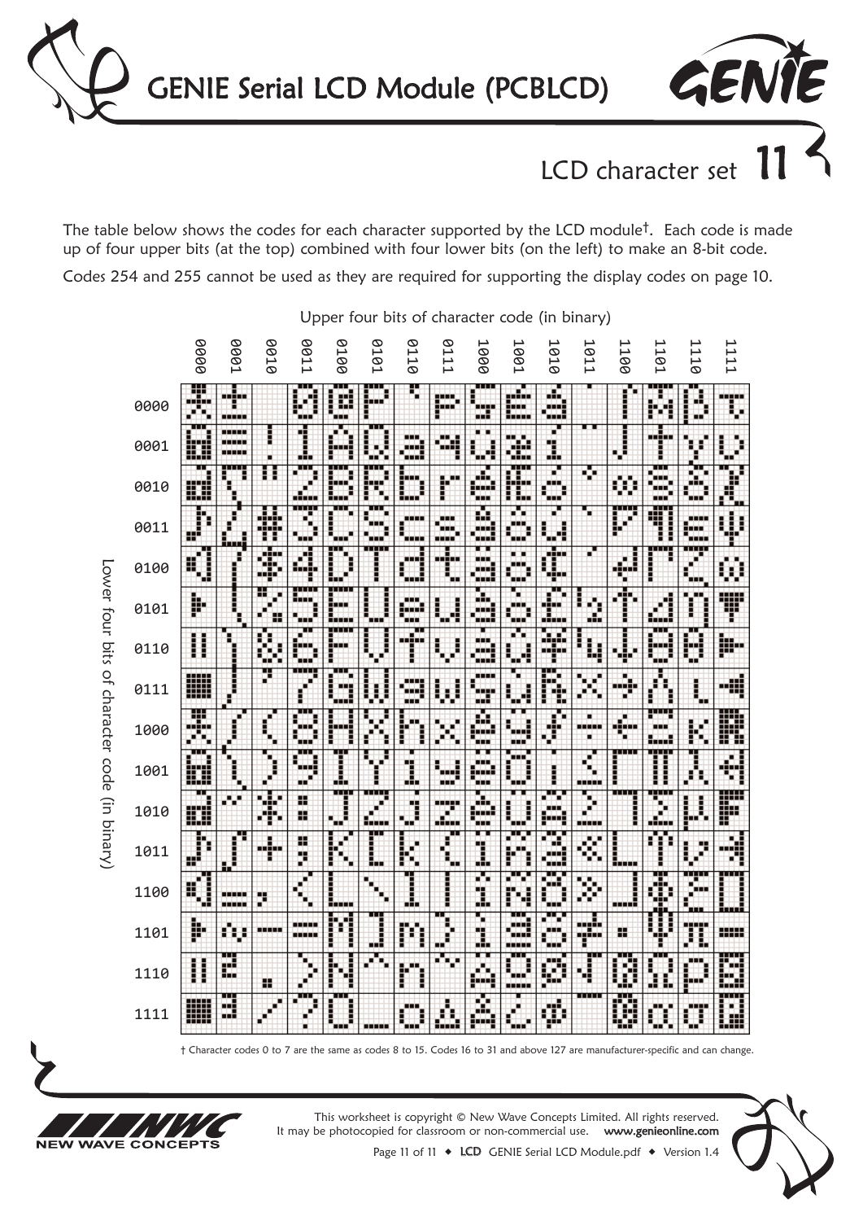# GENIE Serial LCD Module (PCBLCD)

## LCD character set 11

The table below shows the codes for each character supported by the LCD module†. Each code is made up of four upper bits (at the top) combined with four lower bits (on the left) to make an 8-bit code.

Codes 254 and 255 cannot be used as they are required for supporting the display codes on page 10.

Upper four bits of character code (in binary)

0000 0001 0010 0011 0100 0101 0110 0111 1000 1001 1010 1011 1100 1101 1110 1111

Lower four bits of character code (in binary)

0000 0001 0010 0011 0100 0101 0110 0111 1000 1001 1010 1011 1100 1101 1110 1111

† Character codes 0 to 7 are the same as codes 8 to 15. Codes 16 to 31 and above 127 are manufacturer-specific and can change.

This worksheet is copyright © New Wave Concepts Limited. All rights reserved.
It may be photocopied for classroom or non-commercial use. **www.genieonline.com**